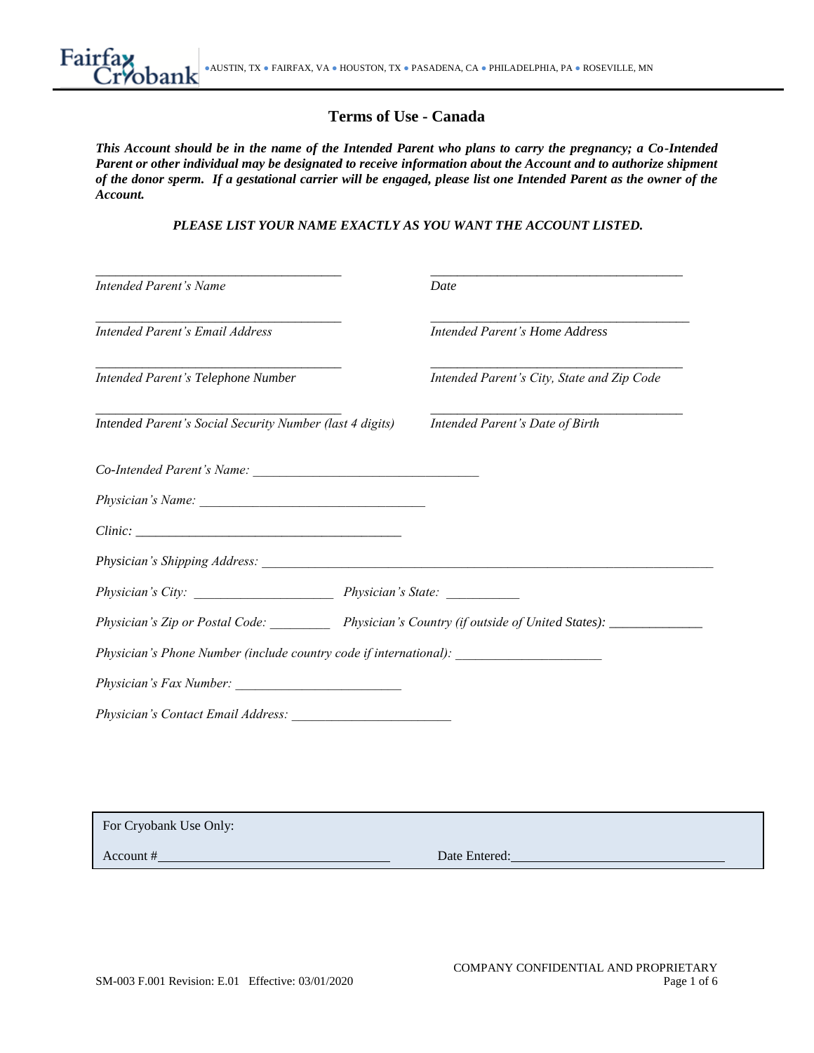Fairfax Cryobank ●AUSTIN, TX ● FAIRFAX, VA ● HOUSTON, TX ● PASADENA, CA ● PHILADELPHIA, PA ● ROSEVILLE, MN

# Terms of Use - Canada

***This Account should be in the name of the Intended Parent who plans to carry the pregnancy; a Co-Intended Parent or other individual may be designated to receive information about the Account and to authorize shipment of the donor sperm. If a gestational carrier will be engaged, please list one Intended Parent as the owner of the Account.***

***PLEASE LIST YOUR NAME EXACTLY AS YOU WANT THE ACCOUNT LISTED.***

| | |
|---|---|
| ____________________________________ | ____________________________________ |
| *Intended Parent's Name* | *Date* |
| ____________________________________ | ____________________________________ |
| *Intended Parent's Email Address* | *Intended Parent's Home Address* |
| ____________________________________ | ____________________________________ |
| *Intended Parent's Telephone Number* | *Intended Parent's City, State and Zip Code* |
| ____________________________________ | ____________________________________ |
| *Intended Parent's Social Security Number (last 4 digits)* | *Intended Parent's Date of Birth* |

*Co-Intended Parent's Name:* ________________________________

*Physician's Name:* ________________________________

*Clinic:* ________________________________________

*Physician's Shipping Address:* ______________________________________________________________________

*Physician's City:* ____________________ *Physician's State:* __________

*Physician's Zip or Postal Code:* _________ *Physician's Country (if outside of United States):* _____________

*Physician's Phone Number (include country code if international):* _____________________

*Physician's Fax Number:* ________________________

*Physician's Contact Email Address:* _______________________

| For Cryobank Use Only: | |
|---|---|
| Account #________________________________ | Date Entered:______________________________ |

SM-003 F.001 Revision: E.01 Effective: 03/01/2020

COMPANY CONFIDENTIAL AND PROPRIETARY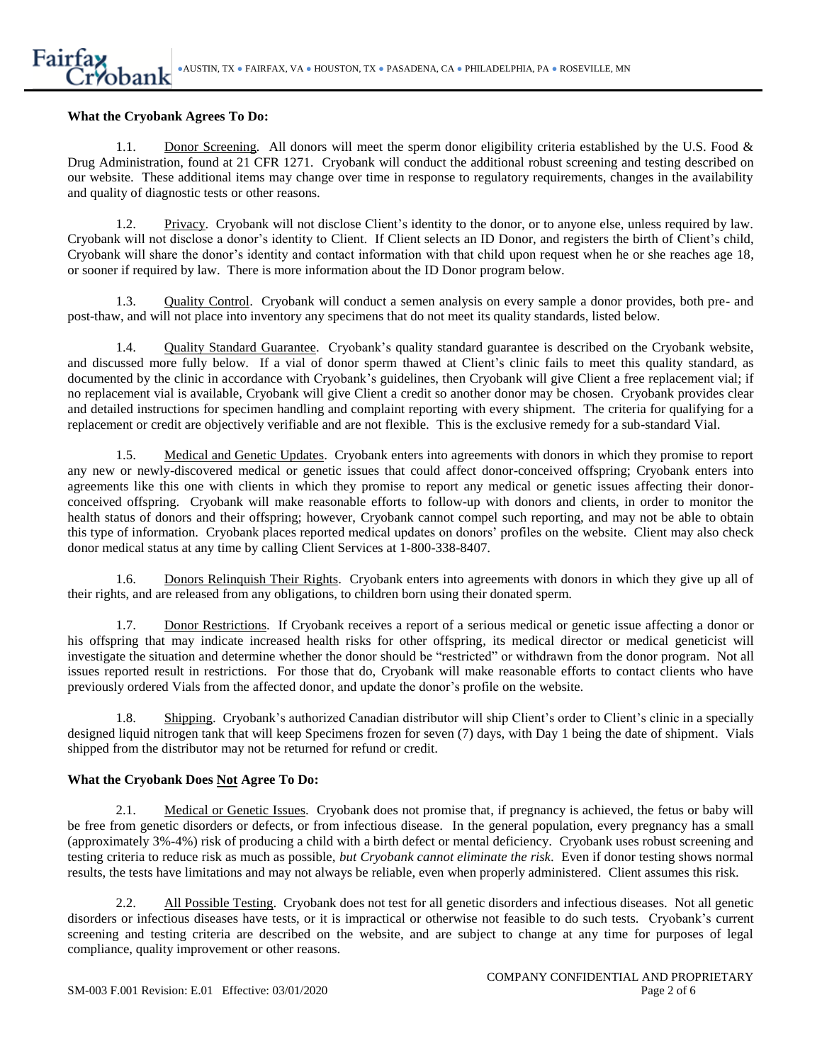**What the Cryobank Agrees To Do:**

1.1. Donor Screening. All donors will meet the sperm donor eligibility criteria established by the U.S. Food & Drug Administration, found at 21 CFR 1271. Cryobank will conduct the additional robust screening and testing described on our website. These additional items may change over time in response to regulatory requirements, changes in the availability and quality of diagnostic tests or other reasons.

1.2. Privacy. Cryobank will not disclose Client's identity to the donor, or to anyone else, unless required by law. Cryobank will not disclose a donor's identity to Client. If Client selects an ID Donor, and registers the birth of Client's child, Cryobank will share the donor's identity and contact information with that child upon request when he or she reaches age 18, or sooner if required by law. There is more information about the ID Donor program below.

1.3. Quality Control. Cryobank will conduct a semen analysis on every sample a donor provides, both pre- and post-thaw, and will not place into inventory any specimens that do not meet its quality standards, listed below.

1.4. Quality Standard Guarantee. Cryobank's quality standard guarantee is described on the Cryobank website, and discussed more fully below. If a vial of donor sperm thawed at Client's clinic fails to meet this quality standard, as documented by the clinic in accordance with Cryobank's guidelines, then Cryobank will give Client a free replacement vial; if no replacement vial is available, Cryobank will give Client a credit so another donor may be chosen. Cryobank provides clear and detailed instructions for specimen handling and complaint reporting with every shipment. The criteria for qualifying for a replacement or credit are objectively verifiable and are not flexible. This is the exclusive remedy for a sub-standard Vial.

1.5. Medical and Genetic Updates. Cryobank enters into agreements with donors in which they promise to report any new or newly-discovered medical or genetic issues that could affect donor-conceived offspring; Cryobank enters into agreements like this one with clients in which they promise to report any medical or genetic issues affecting their donor-conceived offspring. Cryobank will make reasonable efforts to follow-up with donors and clients, in order to monitor the health status of donors and their offspring; however, Cryobank cannot compel such reporting, and may not be able to obtain this type of information. Cryobank places reported medical updates on donors' profiles on the website. Client may also check donor medical status at any time by calling Client Services at 1-800-338-8407.

1.6. Donors Relinquish Their Rights. Cryobank enters into agreements with donors in which they give up all of their rights, and are released from any obligations, to children born using their donated sperm.

1.7. Donor Restrictions. If Cryobank receives a report of a serious medical or genetic issue affecting a donor or his offspring that may indicate increased health risks for other offspring, its medical director or medical geneticist will investigate the situation and determine whether the donor should be "restricted" or withdrawn from the donor program. Not all issues reported result in restrictions. For those that do, Cryobank will make reasonable efforts to contact clients who have previously ordered Vials from the affected donor, and update the donor's profile on the website.

1.8. Shipping. Cryobank's authorized Canadian distributor will ship Client's order to Client's clinic in a specially designed liquid nitrogen tank that will keep Specimens frozen for seven (7) days, with Day 1 being the date of shipment. Vials shipped from the distributor may not be returned for refund or credit.

**What the Cryobank Does Not Agree To Do:**

2.1. Medical or Genetic Issues. Cryobank does not promise that, if pregnancy is achieved, the fetus or baby will be free from genetic disorders or defects, or from infectious disease. In the general population, every pregnancy has a small (approximately 3%-4%) risk of producing a child with a birth defect or mental deficiency. Cryobank uses robust screening and testing criteria to reduce risk as much as possible, *but Cryobank cannot eliminate the risk*. Even if donor testing shows normal results, the tests have limitations and may not always be reliable, even when properly administered. Client assumes this risk.

2.2. All Possible Testing. Cryobank does not test for all genetic disorders and infectious diseases. Not all genetic disorders or infectious diseases have tests, or it is impractical or otherwise not feasible to do such tests. Cryobank's current screening and testing criteria are described on the website, and are subject to change at any time for purposes of legal compliance, quality improvement or other reasons.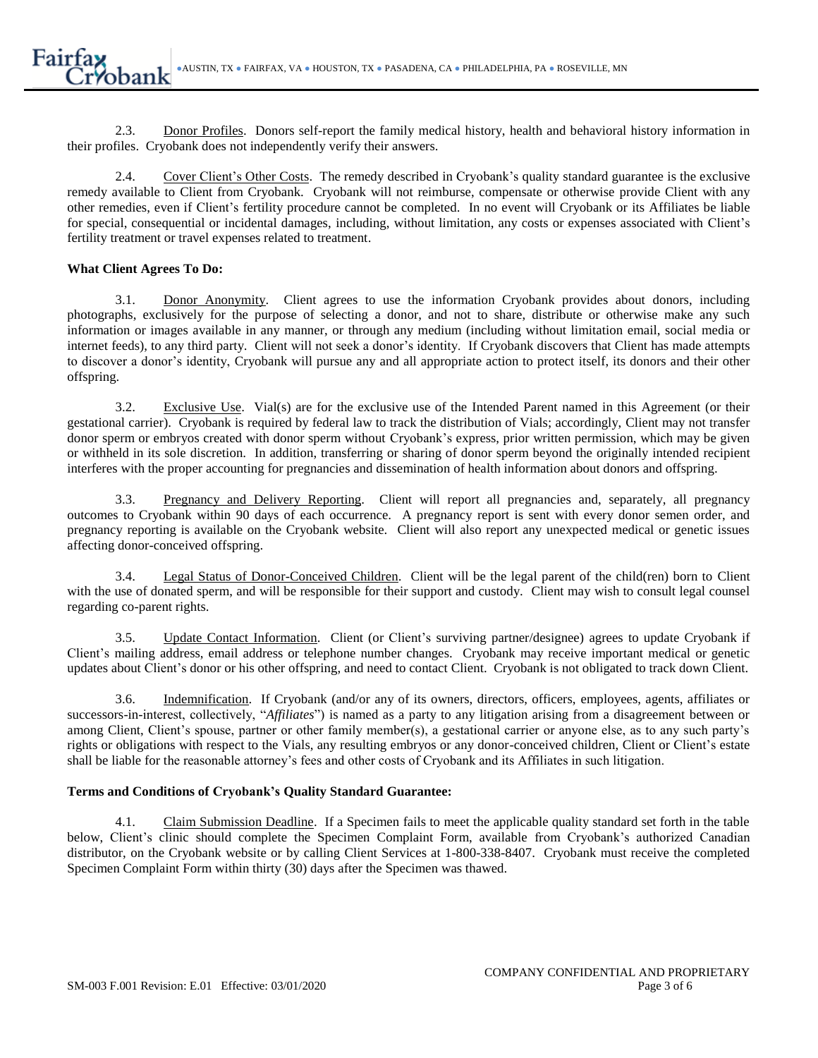2.3. Donor Profiles. Donors self-report the family medical history, health and behavioral history information in their profiles. Cryobank does not independently verify their answers.

2.4. Cover Client's Other Costs. The remedy described in Cryobank's quality standard guarantee is the exclusive remedy available to Client from Cryobank. Cryobank will not reimburse, compensate or otherwise provide Client with any other remedies, even if Client's fertility procedure cannot be completed. In no event will Cryobank or its Affiliates be liable for special, consequential or incidental damages, including, without limitation, any costs or expenses associated with Client's fertility treatment or travel expenses related to treatment.

**What Client Agrees To Do:**

3.1. Donor Anonymity. Client agrees to use the information Cryobank provides about donors, including photographs, exclusively for the purpose of selecting a donor, and not to share, distribute or otherwise make any such information or images available in any manner, or through any medium (including without limitation email, social media or internet feeds), to any third party. Client will not seek a donor's identity. If Cryobank discovers that Client has made attempts to discover a donor's identity, Cryobank will pursue any and all appropriate action to protect itself, its donors and their other offspring.

3.2. Exclusive Use. Vial(s) are for the exclusive use of the Intended Parent named in this Agreement (or their gestational carrier). Cryobank is required by federal law to track the distribution of Vials; accordingly, Client may not transfer donor sperm or embryos created with donor sperm without Cryobank's express, prior written permission, which may be given or withheld in its sole discretion. In addition, transferring or sharing of donor sperm beyond the originally intended recipient interferes with the proper accounting for pregnancies and dissemination of health information about donors and offspring.

3.3. Pregnancy and Delivery Reporting. Client will report all pregnancies and, separately, all pregnancy outcomes to Cryobank within 90 days of each occurrence. A pregnancy report is sent with every donor semen order, and pregnancy reporting is available on the Cryobank website. Client will also report any unexpected medical or genetic issues affecting donor-conceived offspring.

3.4. Legal Status of Donor-Conceived Children. Client will be the legal parent of the child(ren) born to Client with the use of donated sperm, and will be responsible for their support and custody. Client may wish to consult legal counsel regarding co-parent rights.

3.5. Update Contact Information. Client (or Client's surviving partner/designee) agrees to update Cryobank if Client's mailing address, email address or telephone number changes. Cryobank may receive important medical or genetic updates about Client's donor or his other offspring, and need to contact Client. Cryobank is not obligated to track down Client.

3.6. Indemnification. If Cryobank (and/or any of its owners, directors, officers, employees, agents, affiliates or successors-in-interest, collectively, "*Affiliates*") is named as a party to any litigation arising from a disagreement between or among Client, Client's spouse, partner or other family member(s), a gestational carrier or anyone else, as to any such party's rights or obligations with respect to the Vials, any resulting embryos or any donor-conceived children, Client or Client's estate shall be liable for the reasonable attorney's fees and other costs of Cryobank and its Affiliates in such litigation.

**Terms and Conditions of Cryobank's Quality Standard Guarantee:**

4.1. Claim Submission Deadline. If a Specimen fails to meet the applicable quality standard set forth in the table below, Client's clinic should complete the Specimen Complaint Form, available from Cryobank's authorized Canadian distributor, on the Cryobank website or by calling Client Services at 1-800-338-8407. Cryobank must receive the completed Specimen Complaint Form within thirty (30) days after the Specimen was thawed.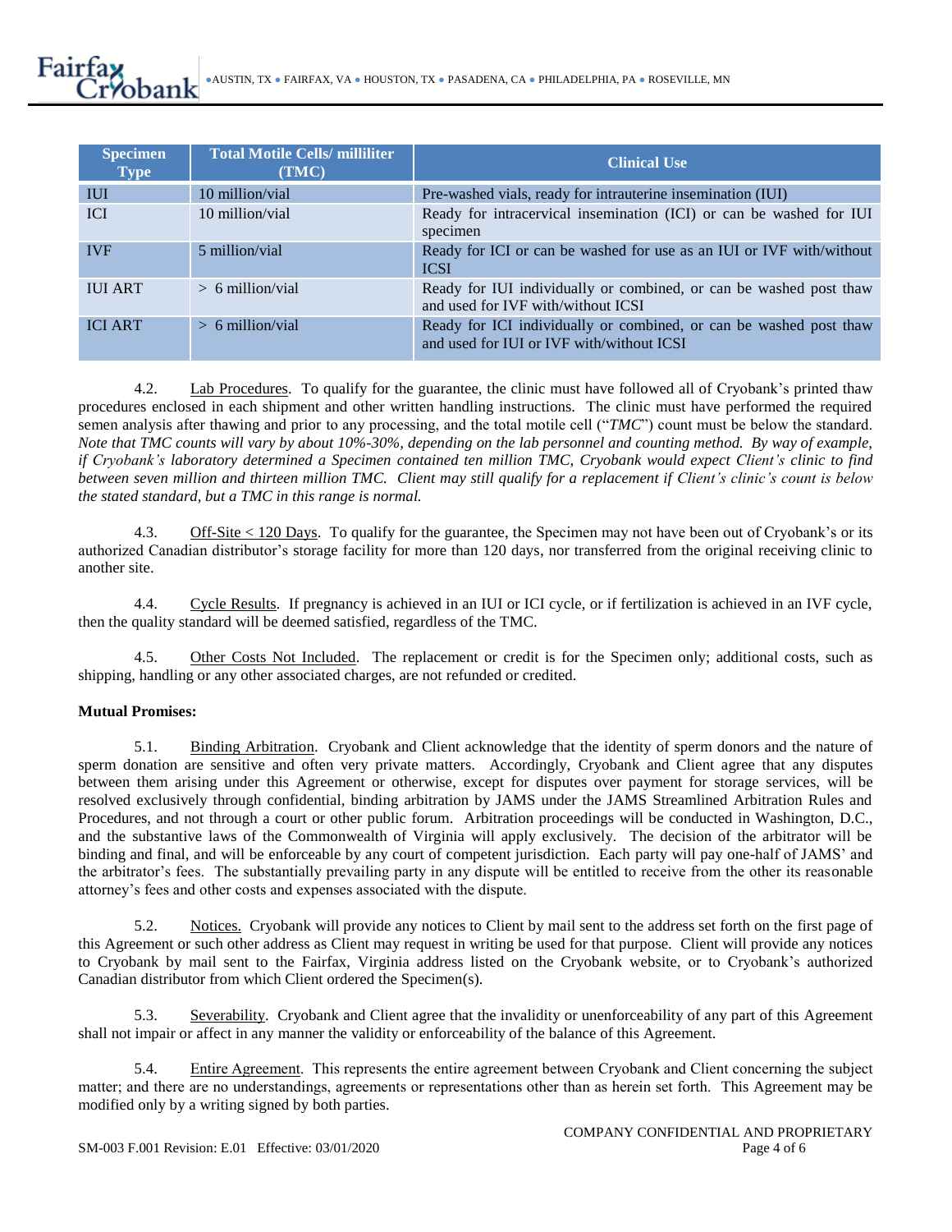| Specimen Type | Total Motile Cells/ milliliter (TMC) | Clinical Use |
|---|---|---|
| IUI | 10 million/vial | Pre-washed vials, ready for intrauterine insemination (IUI) |
| ICI | 10 million/vial | Ready for intracervical insemination (ICI) or can be washed for IUI specimen |
| IVF | 5 million/vial | Ready for ICI or can be washed for use as an IUI or IVF with/without ICSI |
| IUI ART | > 6 million/vial | Ready for IUI individually or combined, or can be washed post thaw and used for IVF with/without ICSI |
| ICI ART | > 6 million/vial | Ready for ICI individually or combined, or can be washed post thaw and used for IUI or IVF with/without ICSI |

4.2. Lab Procedures. To qualify for the guarantee, the clinic must have followed all of Cryobank's printed thaw procedures enclosed in each shipment and other written handling instructions. The clinic must have performed the required semen analysis after thawing and prior to any processing, and the total motile cell ("*TMC*") count must be below the standard. *Note that TMC counts will vary by about 10%-30%, depending on the lab personnel and counting method. By way of example, if Cryobank's laboratory determined a Specimen contained ten million TMC, Cryobank would expect Client's clinic to find between seven million and thirteen million TMC. Client may still qualify for a replacement if Client's clinic's count is below the stated standard, but a TMC in this range is normal.*

4.3. Off-Site < 120 Days. To qualify for the guarantee, the Specimen may not have been out of Cryobank's or its authorized Canadian distributor's storage facility for more than 120 days, nor transferred from the original receiving clinic to another site.

4.4. Cycle Results. If pregnancy is achieved in an IUI or ICI cycle, or if fertilization is achieved in an IVF cycle, then the quality standard will be deemed satisfied, regardless of the TMC.

4.5. Other Costs Not Included. The replacement or credit is for the Specimen only; additional costs, such as shipping, handling or any other associated charges, are not refunded or credited.

**Mutual Promises:**

5.1. Binding Arbitration. Cryobank and Client acknowledge that the identity of sperm donors and the nature of sperm donation are sensitive and often very private matters. Accordingly, Cryobank and Client agree that any disputes between them arising under this Agreement or otherwise, except for disputes over payment for storage services, will be resolved exclusively through confidential, binding arbitration by JAMS under the JAMS Streamlined Arbitration Rules and Procedures, and not through a court or other public forum. Arbitration proceedings will be conducted in Washington, D.C., and the substantive laws of the Commonwealth of Virginia will apply exclusively. The decision of the arbitrator will be binding and final, and will be enforceable by any court of competent jurisdiction. Each party will pay one-half of JAMS' and the arbitrator's fees. The substantially prevailing party in any dispute will be entitled to receive from the other its reasonable attorney's fees and other costs and expenses associated with the dispute.

5.2. Notices. Cryobank will provide any notices to Client by mail sent to the address set forth on the first page of this Agreement or such other address as Client may request in writing be used for that purpose. Client will provide any notices to Cryobank by mail sent to the Fairfax, Virginia address listed on the Cryobank website, or to Cryobank's authorized Canadian distributor from which Client ordered the Specimen(s).

5.3. Severability. Cryobank and Client agree that the invalidity or unenforceability of any part of this Agreement shall not impair or affect in any manner the validity or enforceability of the balance of this Agreement.

5.4. Entire Agreement. This represents the entire agreement between Cryobank and Client concerning the subject matter; and there are no understandings, agreements or representations other than as herein set forth. This Agreement may be modified only by a writing signed by both parties.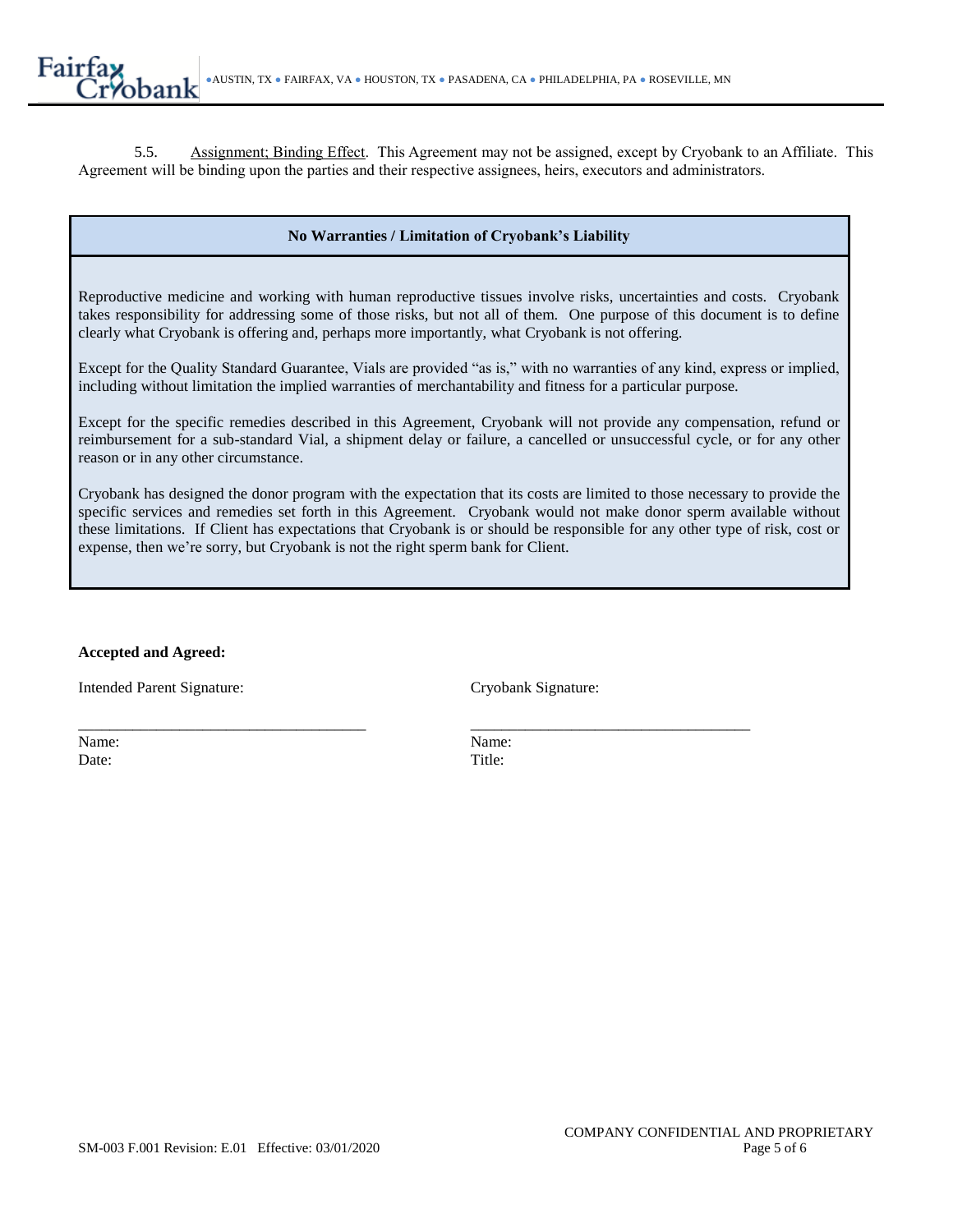5.5. Assignment; Binding Effect. This Agreement may not be assigned, except by Cryobank to an Affiliate. This Agreement will be binding upon the parties and their respective assignees, heirs, executors and administrators.

**No Warranties / Limitation of Cryobank's Liability**

Reproductive medicine and working with human reproductive tissues involve risks, uncertainties and costs. Cryobank takes responsibility for addressing some of those risks, but not all of them. One purpose of this document is to define clearly what Cryobank is offering and, perhaps more importantly, what Cryobank is not offering.

Except for the Quality Standard Guarantee, Vials are provided "as is," with no warranties of any kind, express or implied, including without limitation the implied warranties of merchantability and fitness for a particular purpose.

Except for the specific remedies described in this Agreement, Cryobank will not provide any compensation, refund or reimbursement for a sub-standard Vial, a shipment delay or failure, a cancelled or unsuccessful cycle, or for any other reason or in any other circumstance.

Cryobank has designed the donor program with the expectation that its costs are limited to those necessary to provide the specific services and remedies set forth in this Agreement. Cryobank would not make donor sperm available without these limitations. If Client has expectations that Cryobank is or should be responsible for any other type of risk, cost or expense, then we're sorry, but Cryobank is not the right sperm bank for Client.

**Accepted and Agreed:**

Intended Parent Signature:

_____________________________________

Name:
Date:

Cryobank Signature:

_____________________________________

Name:
Title:

SM-003 F.001 Revision: E.01 Effective: 03/01/2020

COMPANY CONFIDENTIAL AND PROPRIETARY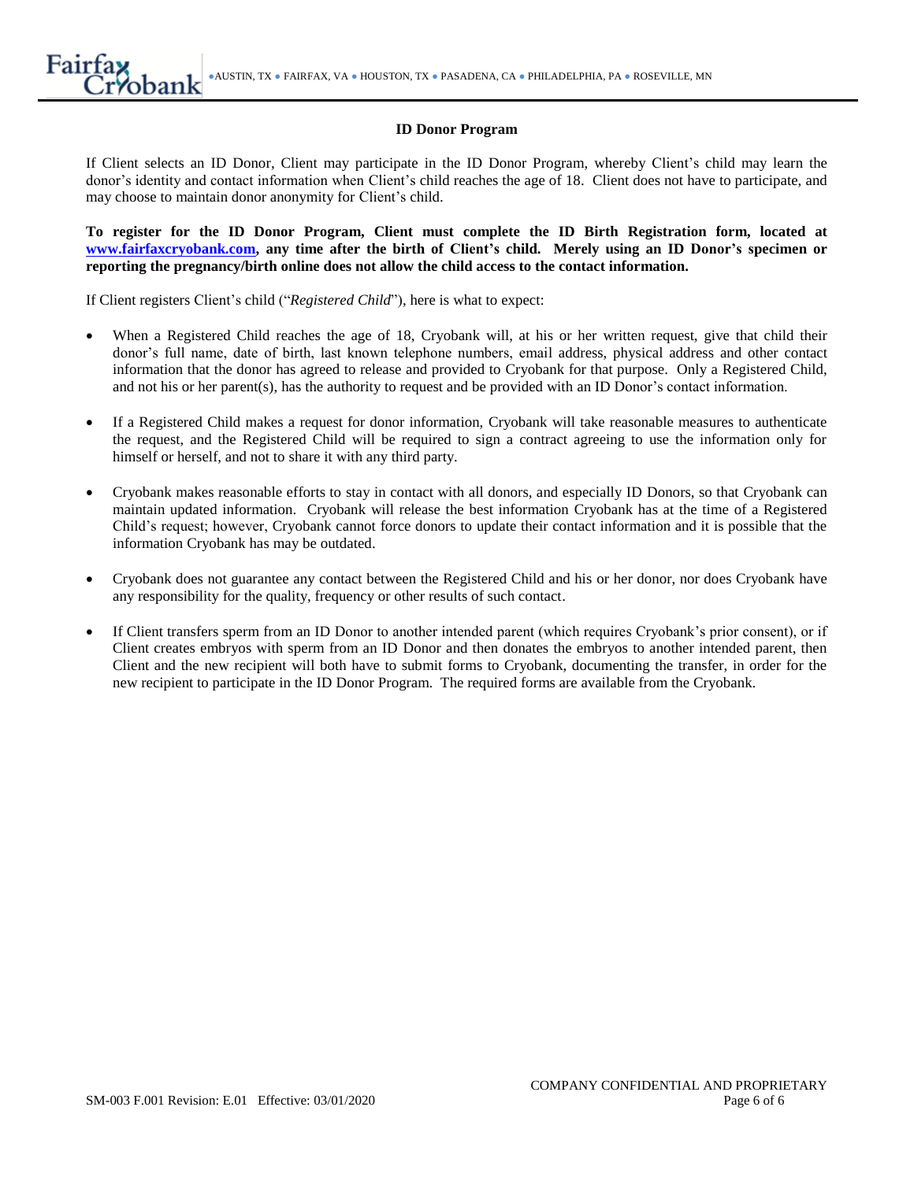## ID Donor Program

If Client selects an ID Donor, Client may participate in the ID Donor Program, whereby Client's child may learn the donor's identity and contact information when Client's child reaches the age of 18. Client does not have to participate, and may choose to maintain donor anonymity for Client's child.

**To register for the ID Donor Program, Client must complete the ID Birth Registration form, located at [www.fairfaxcryobank.com](http://www.fairfaxcryobank.com), any time after the birth of Client's child. Merely using an ID Donor's specimen or reporting the pregnancy/birth online does not allow the child access to the contact information.**

If Client registers Client's child ("*Registered Child*"), here is what to expect:

- When a Registered Child reaches the age of 18, Cryobank will, at his or her written request, give that child their donor's full name, date of birth, last known telephone numbers, email address, physical address and other contact information that the donor has agreed to release and provided to Cryobank for that purpose. Only a Registered Child, and not his or her parent(s), has the authority to request and be provided with an ID Donor's contact information.
- If a Registered Child makes a request for donor information, Cryobank will take reasonable measures to authenticate the request, and the Registered Child will be required to sign a contract agreeing to use the information only for himself or herself, and not to share it with any third party.
- Cryobank makes reasonable efforts to stay in contact with all donors, and especially ID Donors, so that Cryobank can maintain updated information. Cryobank will release the best information Cryobank has at the time of a Registered Child's request; however, Cryobank cannot force donors to update their contact information and it is possible that the information Cryobank has may be outdated.
- Cryobank does not guarantee any contact between the Registered Child and his or her donor, nor does Cryobank have any responsibility for the quality, frequency or other results of such contact.
- If Client transfers sperm from an ID Donor to another intended parent (which requires Cryobank's prior consent), or if Client creates embryos with sperm from an ID Donor and then donates the embryos to another intended parent, then Client and the new recipient will both have to submit forms to Cryobank, documenting the transfer, in order for the new recipient to participate in the ID Donor Program. The required forms are available from the Cryobank.